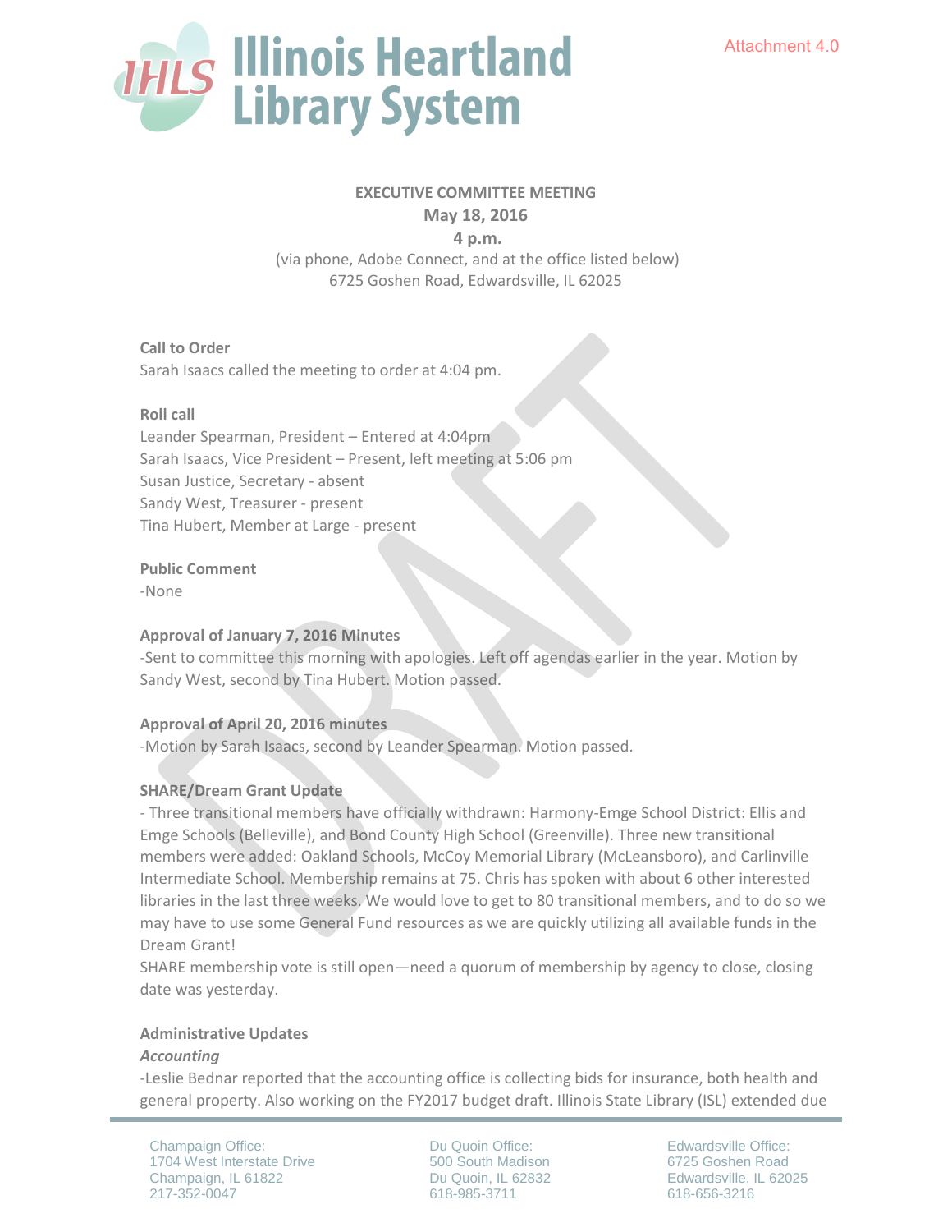Attachment 4.0

# Illinois Heartland Library System

**EXECUTIVE COMMITTEE MEETING**
**May 18, 2016**
**4 p.m.**
(via phone, Adobe Connect, and at the office listed below)
6725 Goshen Road, Edwardsville, IL 62025

**Call to Order**
Sarah Isaacs called the meeting to order at 4:04 pm.

**Roll call**
Leander Spearman, President – Entered at 4:04pm
Sarah Isaacs, Vice President – Present, left meeting at 5:06 pm
Susan Justice, Secretary - absent
Sandy West, Treasurer - present
Tina Hubert, Member at Large - present

**Public Comment**
-None

**Approval of January 7, 2016 Minutes**
-Sent to committee this morning with apologies. Left off agendas earlier in the year. Motion by Sandy West, second by Tina Hubert. Motion passed.

**Approval of April 20, 2016 minutes**
-Motion by Sarah Isaacs, second by Leander Spearman. Motion passed.

**SHARE/Dream Grant Update**
- Three transitional members have officially withdrawn: Harmony-Emge School District: Ellis and Emge Schools (Belleville), and Bond County High School (Greenville). Three new transitional members were added: Oakland Schools, McCoy Memorial Library (McLeansboro), and Carlinville Intermediate School. Membership remains at 75. Chris has spoken with about 6 other interested libraries in the last three weeks. We would love to get to 80 transitional members, and to do so we may have to use some General Fund resources as we are quickly utilizing all available funds in the Dream Grant!
SHARE membership vote is still open—need a quorum of membership by agency to close, closing date was yesterday.

**Administrative Updates**
***Accounting***
-Leslie Bednar reported that the accounting office is collecting bids for insurance, both health and general property. Also working on the FY2017 budget draft. Illinois State Library (ISL) extended due

Champaign Office:
1704 West Interstate Drive
Champaign, IL 61822
217-352-0047

Du Quoin Office:
500 South Madison
Du Quoin, IL 62832
618-985-3711

Edwardsville Office:
6725 Goshen Road
Edwardsville, IL 62025
618-656-3216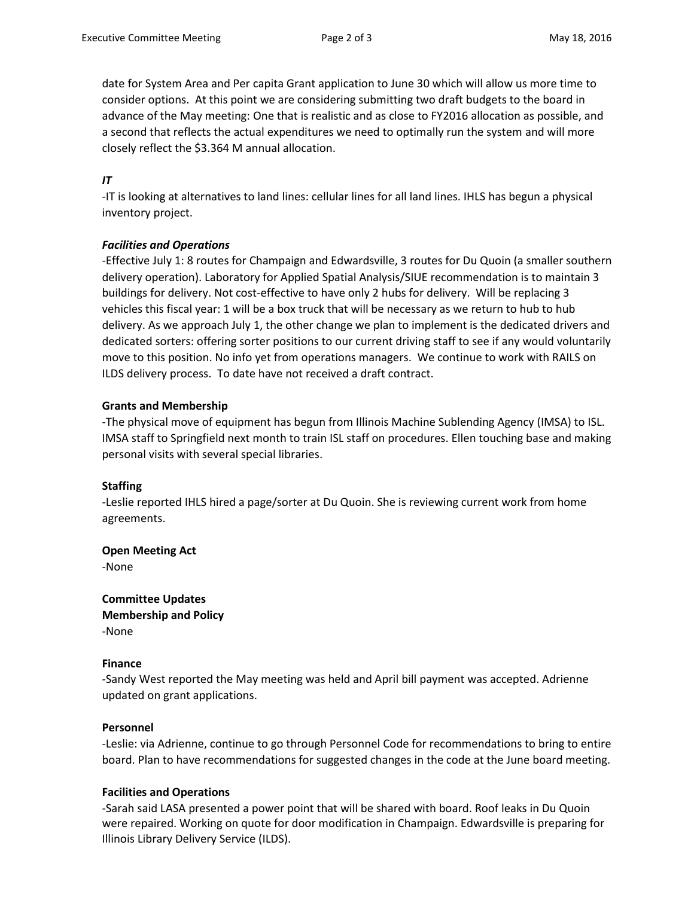date for System Area and Per capita Grant application to June 30 which will allow us more time to consider options. At this point we are considering submitting two draft budgets to the board in advance of the May meeting: One that is realistic and as close to FY2016 allocation as possible, and a second that reflects the actual expenditures we need to optimally run the system and will more closely reflect the $3.364 M annual allocation.

***IT***

-IT is looking at alternatives to land lines: cellular lines for all land lines. IHLS has begun a physical inventory project.

***Facilities and Operations***

-Effective July 1: 8 routes for Champaign and Edwardsville, 3 routes for Du Quoin (a smaller southern delivery operation). Laboratory for Applied Spatial Analysis/SIUE recommendation is to maintain 3 buildings for delivery. Not cost-effective to have only 2 hubs for delivery. Will be replacing 3 vehicles this fiscal year: 1 will be a box truck that will be necessary as we return to hub to hub delivery. As we approach July 1, the other change we plan to implement is the dedicated drivers and dedicated sorters: offering sorter positions to our current driving staff to see if any would voluntarily move to this position. No info yet from operations managers. We continue to work with RAILS on ILDS delivery process. To date have not received a draft contract.

**Grants and Membership**

-The physical move of equipment has begun from Illinois Machine Sublending Agency (IMSA) to ISL. IMSA staff to Springfield next month to train ISL staff on procedures. Ellen touching base and making personal visits with several special libraries.

**Staffing**

-Leslie reported IHLS hired a page/sorter at Du Quoin. She is reviewing current work from home agreements.

**Open Meeting Act**

-None

**Committee Updates**

**Membership and Policy**

-None

**Finance**

-Sandy West reported the May meeting was held and April bill payment was accepted. Adrienne updated on grant applications.

**Personnel**

-Leslie: via Adrienne, continue to go through Personnel Code for recommendations to bring to entire board. Plan to have recommendations for suggested changes in the code at the June board meeting.

**Facilities and Operations**

-Sarah said LASA presented a power point that will be shared with board. Roof leaks in Du Quoin were repaired. Working on quote for door modification in Champaign. Edwardsville is preparing for Illinois Library Delivery Service (ILDS).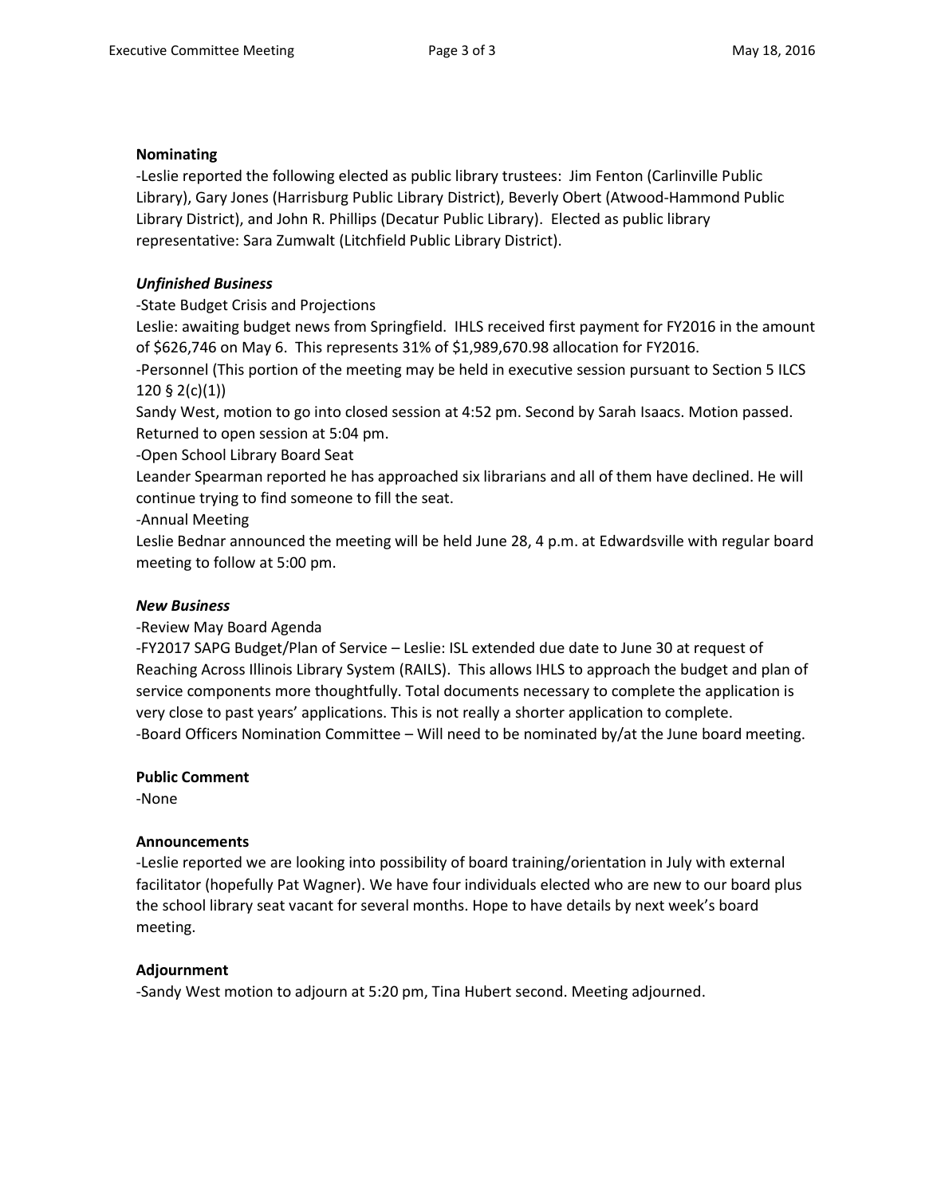**Nominating**

-Leslie reported the following elected as public library trustees: Jim Fenton (Carlinville Public Library), Gary Jones (Harrisburg Public Library District), Beverly Obert (Atwood-Hammond Public Library District), and John R. Phillips (Decatur Public Library). Elected as public library representative: Sara Zumwalt (Litchfield Public Library District).

***Unfinished Business***

-State Budget Crisis and Projections

Leslie: awaiting budget news from Springfield. IHLS received first payment for FY2016 in the amount of $626,746 on May 6. This represents 31% of $1,989,670.98 allocation for FY2016.

-Personnel (This portion of the meeting may be held in executive session pursuant to Section 5 ILCS 120 § 2(c)(1))

Sandy West, motion to go into closed session at 4:52 pm. Second by Sarah Isaacs. Motion passed. Returned to open session at 5:04 pm.

-Open School Library Board Seat

Leander Spearman reported he has approached six librarians and all of them have declined. He will continue trying to find someone to fill the seat.

-Annual Meeting

Leslie Bednar announced the meeting will be held June 28, 4 p.m. at Edwardsville with regular board meeting to follow at 5:00 pm.

***New Business***

-Review May Board Agenda

-FY2017 SAPG Budget/Plan of Service – Leslie: ISL extended due date to June 30 at request of Reaching Across Illinois Library System (RAILS). This allows IHLS to approach the budget and plan of service components more thoughtfully. Total documents necessary to complete the application is very close to past years' applications. This is not really a shorter application to complete.

-Board Officers Nomination Committee – Will need to be nominated by/at the June board meeting.

**Public Comment**

-None

**Announcements**

-Leslie reported we are looking into possibility of board training/orientation in July with external facilitator (hopefully Pat Wagner). We have four individuals elected who are new to our board plus the school library seat vacant for several months. Hope to have details by next week's board meeting.

**Adjournment**

-Sandy West motion to adjourn at 5:20 pm, Tina Hubert second. Meeting adjourned.